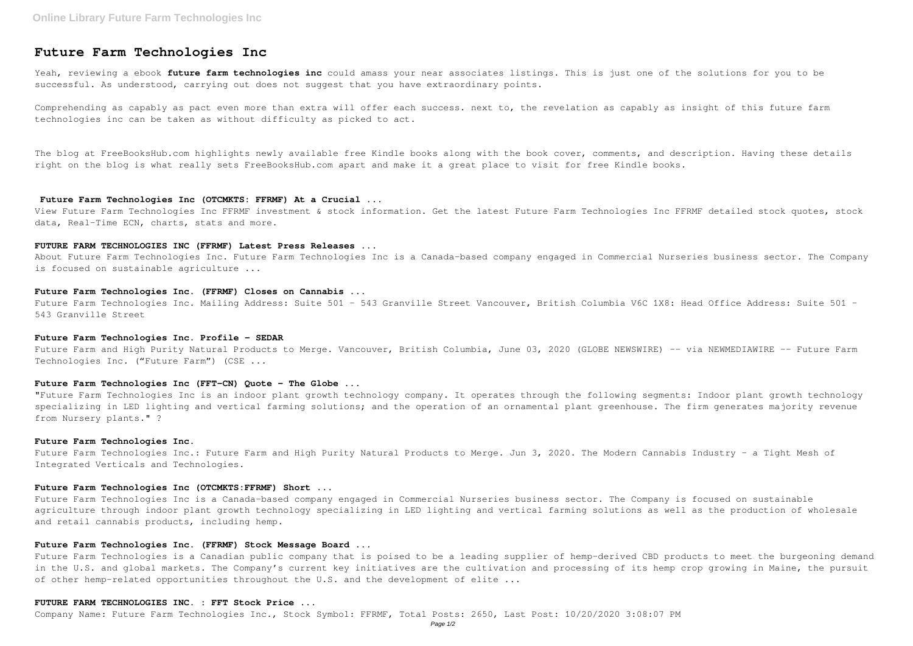# Future Farm Technologies Inc

Yeah, reviewing a ebook **future farm technologies inc** could amass your near associates listings. This is just one of the solutions for you to be successful. As understood, carrying out does not suggest that you have extraordinary points.

Comprehending as capably as pact even more than extra will offer each success. next to, the revelation as capably as insight of this future farm technologies inc can be taken as without difficulty as picked to act.

The blog at FreeBooksHub.com highlights newly available free Kindle books along with the book cover, comments, and description. Having these details right on the blog is what really sets FreeBooksHub.com apart and make it a great place to visit for free Kindle books.

### Future Farm Technologies Inc (OTCMKTS: FFRMF) At a Crucial ...

View Future Farm Technologies Inc FFRMF investment & stock information. Get the latest Future Farm Technologies Inc FFRMF detailed stock quotes, stock data, Real-Time ECN, charts, stats and more.

### FUTURE FARM TECHNOLOGIES INC (FFRMF) Latest Press Releases ...

About Future Farm Technologies Inc. Future Farm Technologies Inc is a Canada-based company engaged in Commercial Nurseries business sector. The Company is focused on sustainable agriculture ...

### Future Farm Technologies Inc. (FFRMF) Closes on Cannabis ...

Future Farm Technologies Inc. Mailing Address: Suite 501 - 543 Granville Street Vancouver, British Columbia V6C 1X8: Head Office Address: Suite 501 - 543 Granville Street

### Future Farm Technologies Inc. Profile - SEDAR

Future Farm and High Purity Natural Products to Merge. Vancouver, British Columbia, June 03, 2020 (GLOBE NEWSWIRE) -- via NEWMEDIAWIRE -- Future Farm Technologies Inc. ("Future Farm") (CSE ...

### Future Farm Technologies Inc (FFT-CN) Quote - The Globe ...

"Future Farm Technologies Inc is an indoor plant growth technology company. It operates through the following segments: Indoor plant growth technology specializing in LED lighting and vertical farming solutions; and the operation of an ornamental plant greenhouse. The firm generates majority revenue from Nursery plants." ?

### Future Farm Technologies Inc.

Future Farm Technologies Inc.: Future Farm and High Purity Natural Products to Merge. Jun 3, 2020. The Modern Cannabis Industry - a Tight Mesh of Integrated Verticals and Technologies.

### Future Farm Technologies Inc (OTCMKTS:FFRMF) Short ...

Future Farm Technologies Inc is a Canada-based company engaged in Commercial Nurseries business sector. The Company is focused on sustainable agriculture through indoor plant growth technology specializing in LED lighting and vertical farming solutions as well as the production of wholesale and retail cannabis products, including hemp.

### Future Farm Technologies Inc. (FFRMF) Stock Message Board ...

Future Farm Technologies is a Canadian public company that is poised to be a leading supplier of hemp-derived CBD products to meet the burgeoning demand in the U.S. and global markets. The Company's current key initiatives are the cultivation and processing of its hemp crop growing in Maine, the pursuit of other hemp-related opportunities throughout the U.S. and the development of elite ...

### FUTURE FARM TECHNOLOGIES INC. : FFT Stock Price ...

Company Name: Future Farm Technologies Inc., Stock Symbol: FFRMF, Total Posts: 2650, Last Post: 10/20/2020 3:08:07 PM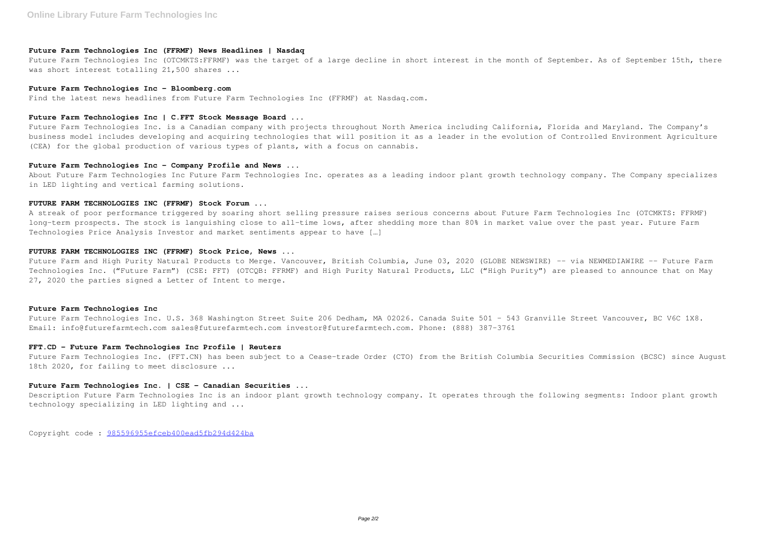### Future Farm Technologies Inc (FFRMF) News Headlines | Nasdaq

Future Farm Technologies Inc (OTCMKTS:FFRMF) was the target of a large decline in short interest in the month of September. As of September 15th, there was short interest totalling 21,500 shares ...

### Future Farm Technologies Inc - Bloomberg.com

Find the latest news headlines from Future Farm Technologies Inc (FFRMF) at Nasdaq.com.

### Future Farm Technologies Inc | C.FFT Stock Message Board ...

Future Farm Technologies Inc. is a Canadian company with projects throughout North America including California, Florida and Maryland. The Company's business model includes developing and acquiring technologies that will position it as a leader in the evolution of Controlled Environment Agriculture (CEA) for the global production of various types of plants, with a focus on cannabis.

### Future Farm Technologies Inc - Company Profile and News ...

About Future Farm Technologies Inc Future Farm Technologies Inc. operates as a leading indoor plant growth technology company. The Company specializes in LED lighting and vertical farming solutions.

### FUTURE FARM TECHNOLOGIES INC (FFRMF) Stock Forum ...

A streak of poor performance triggered by soaring short selling pressure raises serious concerns about Future Farm Technologies Inc (OTCMKTS: FFRMF) long-term prospects. The stock is languishing close to all-time lows, after shedding more than 80% in market value over the past year. Future Farm Technologies Price Analysis Investor and market sentiments appear to have […]

### FUTURE FARM TECHNOLOGIES INC (FFRMF) Stock Price, News ...

Future Farm and High Purity Natural Products to Merge. Vancouver, British Columbia, June 03, 2020 (GLOBE NEWSWIRE) -- via NEWMEDIAWIRE -- Future Farm Technologies Inc. ("Future Farm") (CSE: FFT) (OTCQB: FFRMF) and High Purity Natural Products, LLC ("High Purity") are pleased to announce that on May 27, 2020 the parties signed a Letter of Intent to merge.

### Future Farm Technologies Inc

Future Farm Technologies Inc. U.S. 368 Washington Street Suite 206 Dedham, MA 02026. Canada Suite 501 – 543 Granville Street Vancouver, BC V6C 1X8. Email: info@futurefarmtech.com sales@futurefarmtech.com investor@futurefarmtech.com. Phone: (888) 387-3761

### FFT.CD - Future Farm Technologies Inc Profile | Reuters

Future Farm Technologies Inc. (FFT.CN) has been subject to a Cease-trade Order (CTO) from the British Columbia Securities Commission (BCSC) since August 18th 2020, for failing to meet disclosure ...

### Future Farm Technologies Inc. | CSE - Canadian Securities ...

Description Future Farm Technologies Inc is an indoor plant growth technology company. It operates through the following segments: Indoor plant growth technology specializing in LED lighting and ...

Copyright code : 985596955efceb400ead5fb294d424ba